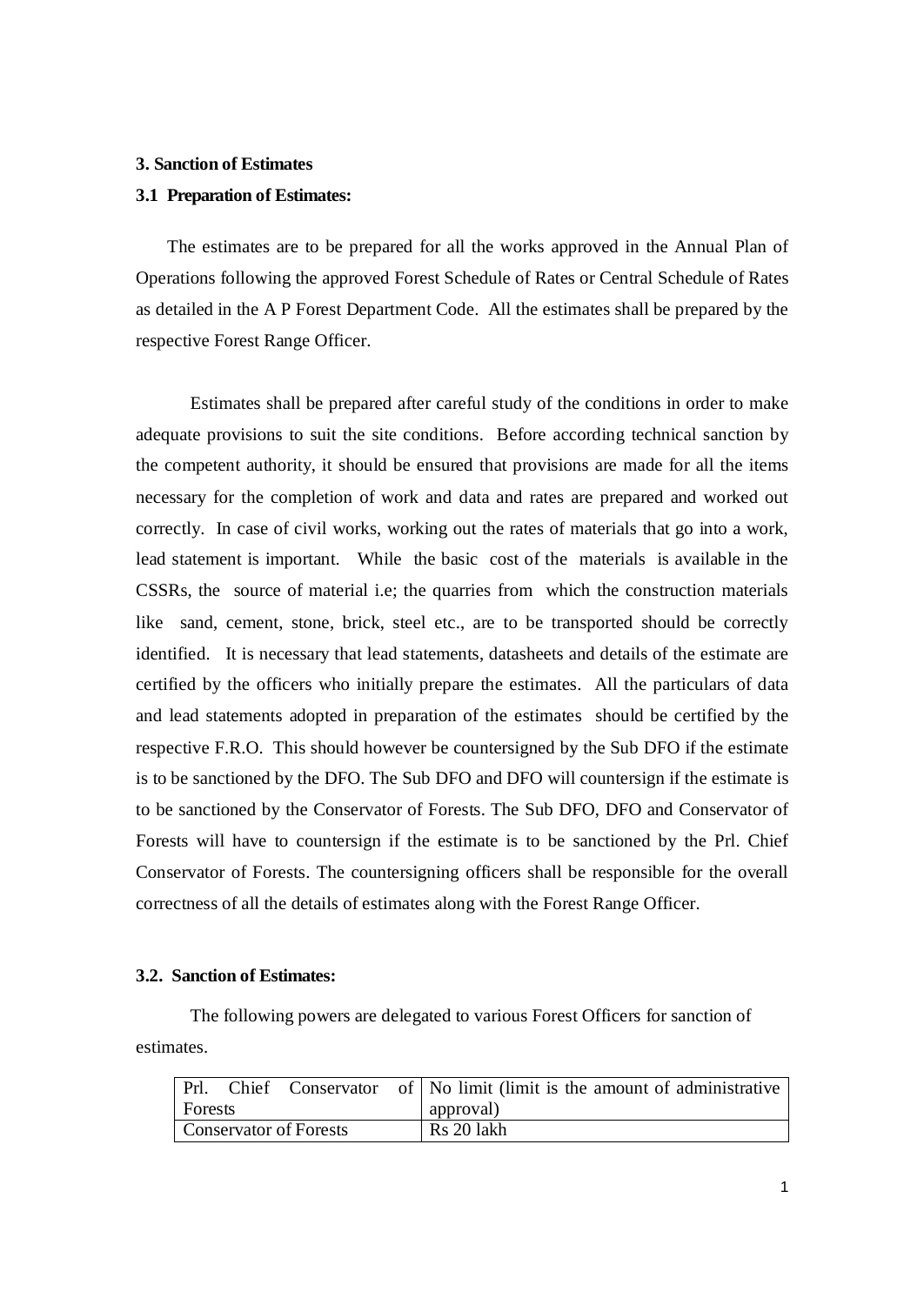### 3. Sanction of Estimates

### 3.1 Preparation of Estimates:

The estimates are to be prepared for all the works approved in the Annual Plan of Operations following the approved Forest Schedule of Rates or Central Schedule of Rates as detailed in the A P Forest Department Code. All the estimates shall be prepared by the respective Forest Range Officer.

Estimates shall be prepared after careful study of the conditions in order to make adequate provisions to suit the site conditions. Before according technical sanction by the competent authority, it should be ensured that provisions are made for all the items necessary for the completion of work and data and rates are prepared and worked out correctly. In case of civil works, working out the rates of materials that go into a work, lead statement is important. While the basic cost of the materials is available in the CSSRs, the source of material i.e; the quarries from which the construction materials like sand, cement, stone, brick, steel etc., are to be transported should be correctly identified. It is necessary that lead statements, datasheets and details of the estimate are certified by the officers who initially prepare the estimates. All the particulars of data and lead statements adopted in preparation of the estimates should be certified by the respective F.R.O. This should however be countersigned by the Sub DFO if the estimate is to be sanctioned by the DFO. The Sub DFO and DFO will countersign if the estimate is to be sanctioned by the Conservator of Forests. The Sub DFO, DFO and Conservator of Forests will have to countersign if the estimate is to be sanctioned by the Prl. Chief Conservator of Forests. The countersigning officers shall be responsible for the overall correctness of all the details of estimates along with the Forest Range Officer.

### 3.2. Sanction of Estimates:

The following powers are delegated to various Forest Officers for sanction of estimates.

| Prl. Chief Conservator of Forests | No limit (limit is the amount of administrative approval) |
|---|---|
| Conservator of Forests | Rs 20 lakh |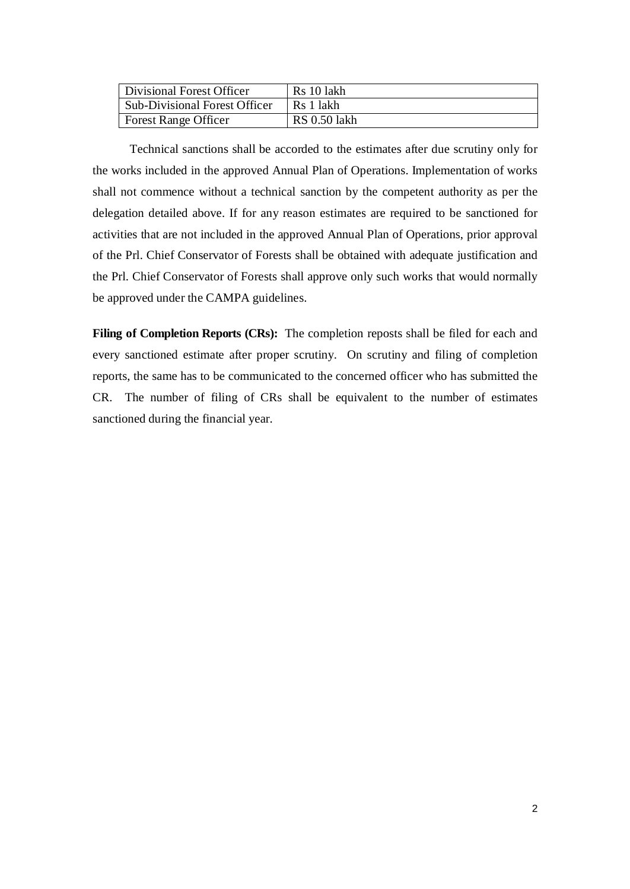| | |
|---|---|
| Divisional Forest Officer | Rs 10 lakh |
| Sub-Divisional Forest Officer | Rs 1 lakh |
| Forest Range Officer | RS 0.50 lakh |

Technical sanctions shall be accorded to the estimates after due scrutiny only for the works included in the approved Annual Plan of Operations. Implementation of works shall not commence without a technical sanction by the competent authority as per the delegation detailed above. If for any reason estimates are required to be sanctioned for activities that are not included in the approved Annual Plan of Operations, prior approval of the Prl. Chief Conservator of Forests shall be obtained with adequate justification and the Prl. Chief Conservator of Forests shall approve only such works that would normally be approved under the CAMPA guidelines.

**Filing of Completion Reports (CRs):** The completion reposts shall be filed for each and every sanctioned estimate after proper scrutiny. On scrutiny and filing of completion reports, the same has to be communicated to the concerned officer who has submitted the CR. The number of filing of CRs shall be equivalent to the number of estimates sanctioned during the financial year.